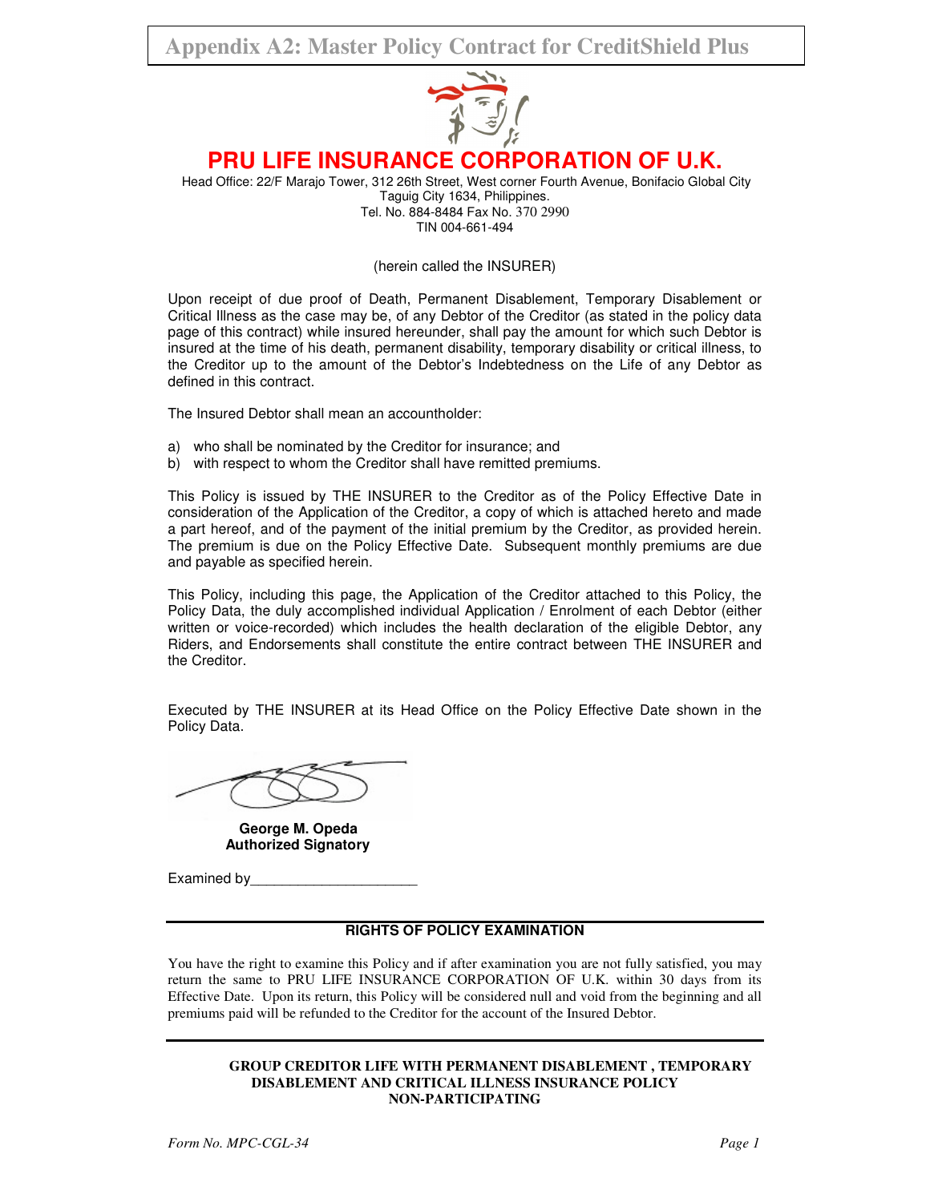# Appendix A2: Master Policy Contract for CreditShield Plus

## PRU LIFE INSURANCE CORPORATION OF U.K.

Head Office: 22/F Marajo Tower, 312 26th Street, West corner Fourth Avenue, Bonifacio Global City
Taguig City 1634, Philippines.
Tel. No. 884-8484 Fax No. 370 2990
TIN 004-661-494

(herein called the INSURER)

Upon receipt of due proof of Death, Permanent Disablement, Temporary Disablement or Critical Illness as the case may be, of any Debtor of the Creditor (as stated in the policy data page of this contract) while insured hereunder, shall pay the amount for which such Debtor is insured at the time of his death, permanent disability, temporary disability or critical illness, to the Creditor up to the amount of the Debtor's Indebtedness on the Life of any Debtor as defined in this contract.

The Insured Debtor shall mean an accountholder:

a) who shall be nominated by the Creditor for insurance; and
b) with respect to whom the Creditor shall have remitted premiums.

This Policy is issued by THE INSURER to the Creditor as of the Policy Effective Date in consideration of the Application of the Creditor, a copy of which is attached hereto and made a part hereof, and of the payment of the initial premium by the Creditor, as provided herein. The premium is due on the Policy Effective Date. Subsequent monthly premiums are due and payable as specified herein.

This Policy, including this page, the Application of the Creditor attached to this Policy, the Policy Data, the duly accomplished individual Application / Enrolment of each Debtor (either written or voice-recorded) which includes the health declaration of the eligible Debtor, any Riders, and Endorsements shall constitute the entire contract between THE INSURER and the Creditor.

Executed by THE INSURER at its Head Office on the Policy Effective Date shown in the Policy Data.

**George M. Opeda**
**Authorized Signatory**

Examined by\_\_\_\_\_\_\_\_\_\_\_\_\_\_\_\_\_\_\_\_\_\_

### RIGHTS OF POLICY EXAMINATION

You have the right to examine this Policy and if after examination you are not fully satisfied, you may return the same to PRU LIFE INSURANCE CORPORATION OF U.K. within 30 days from its Effective Date. Upon its return, this Policy will be considered null and void from the beginning and all premiums paid will be refunded to the Creditor for the account of the Insured Debtor.

**GROUP CREDITOR LIFE WITH PERMANENT DISABLEMENT , TEMPORARY DISABLEMENT AND CRITICAL ILLNESS INSURANCE POLICY**
**NON-PARTICIPATING**

*Form No. MPC-CGL-34*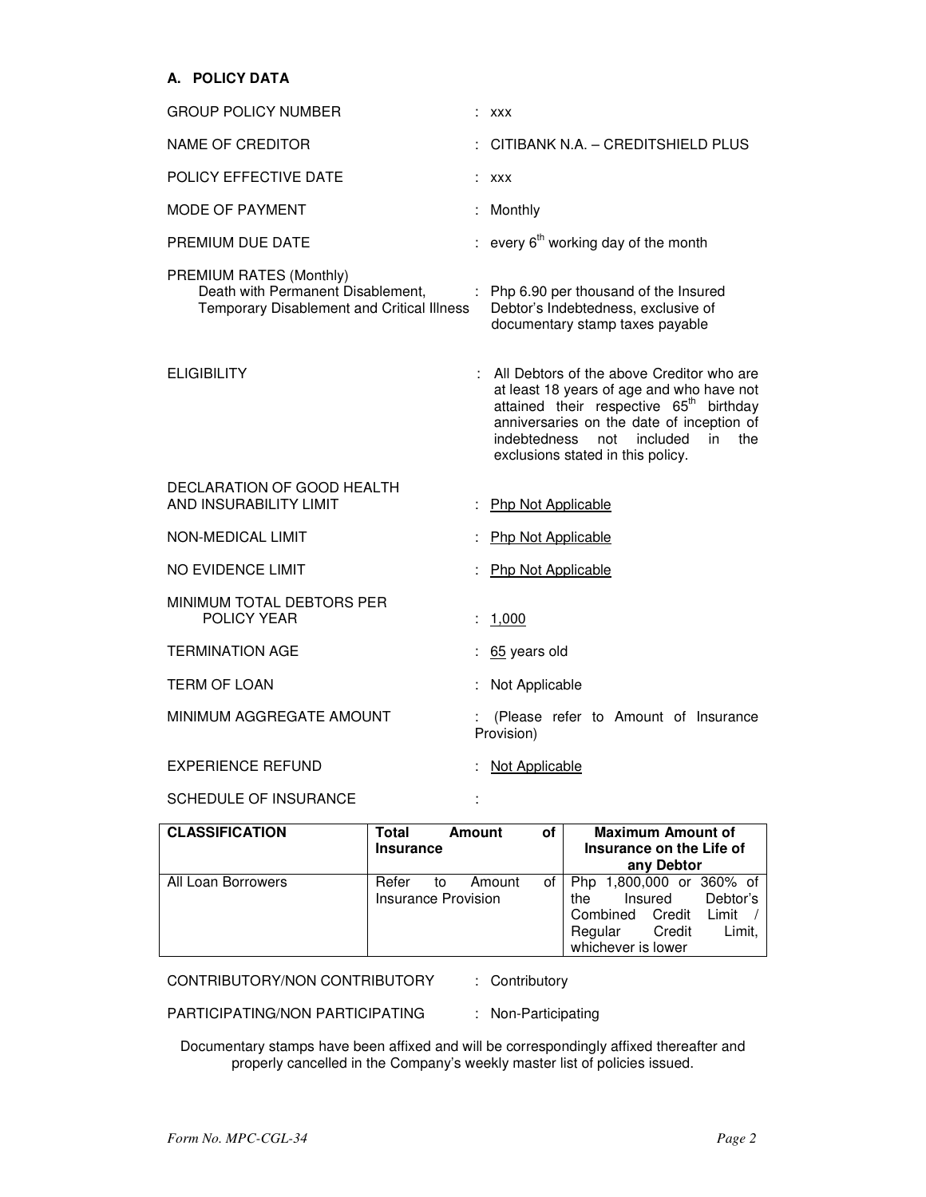## A. POLICY DATA

GROUP POLICY NUMBER : xxx

NAME OF CREDITOR : CITIBANK N.A. – CREDITSHIELD PLUS

POLICY EFFECTIVE DATE : xxx

MODE OF PAYMENT : Monthly

PREMIUM DUE DATE : every 6th working day of the month

PREMIUM RATES (Monthly)
Death with Permanent Disablement, Temporary Disablement and Critical Illness : Php 6.90 per thousand of the Insured Debtor's Indebtedness, exclusive of documentary stamp taxes payable

ELIGIBILITY : All Debtors of the above Creditor who are at least 18 years of age and who have not attained their respective 65th birthday anniversaries on the date of inception of indebtedness not included in the exclusions stated in this policy.

DECLARATION OF GOOD HEALTH AND INSURABILITY LIMIT : Php Not Applicable

NON-MEDICAL LIMIT : Php Not Applicable

NO EVIDENCE LIMIT : Php Not Applicable

MINIMUM TOTAL DEBTORS PER POLICY YEAR : 1,000

TERMINATION AGE : 65 years old

TERM OF LOAN : Not Applicable

MINIMUM AGGREGATE AMOUNT : (Please refer to Amount of Insurance Provision)

EXPERIENCE REFUND : Not Applicable

SCHEDULE OF INSURANCE :

| CLASSIFICATION | Total Amount of Insurance | Maximum Amount of Insurance on the Life of any Debtor |
|---|---|---|
| All Loan Borrowers | Refer to Amount of Insurance Provision | Php 1,800,000 or 360% of the Insured Debtor's Combined Credit Limit / Regular Credit Limit, whichever is lower |

CONTRIBUTORY/NON CONTRIBUTORY : Contributory

PARTICIPATING/NON PARTICIPATING : Non-Participating

Documentary stamps have been affixed and will be correspondingly affixed thereafter and properly cancelled in the Company's weekly master list of policies issued.

*Form No. MPC-CGL-34*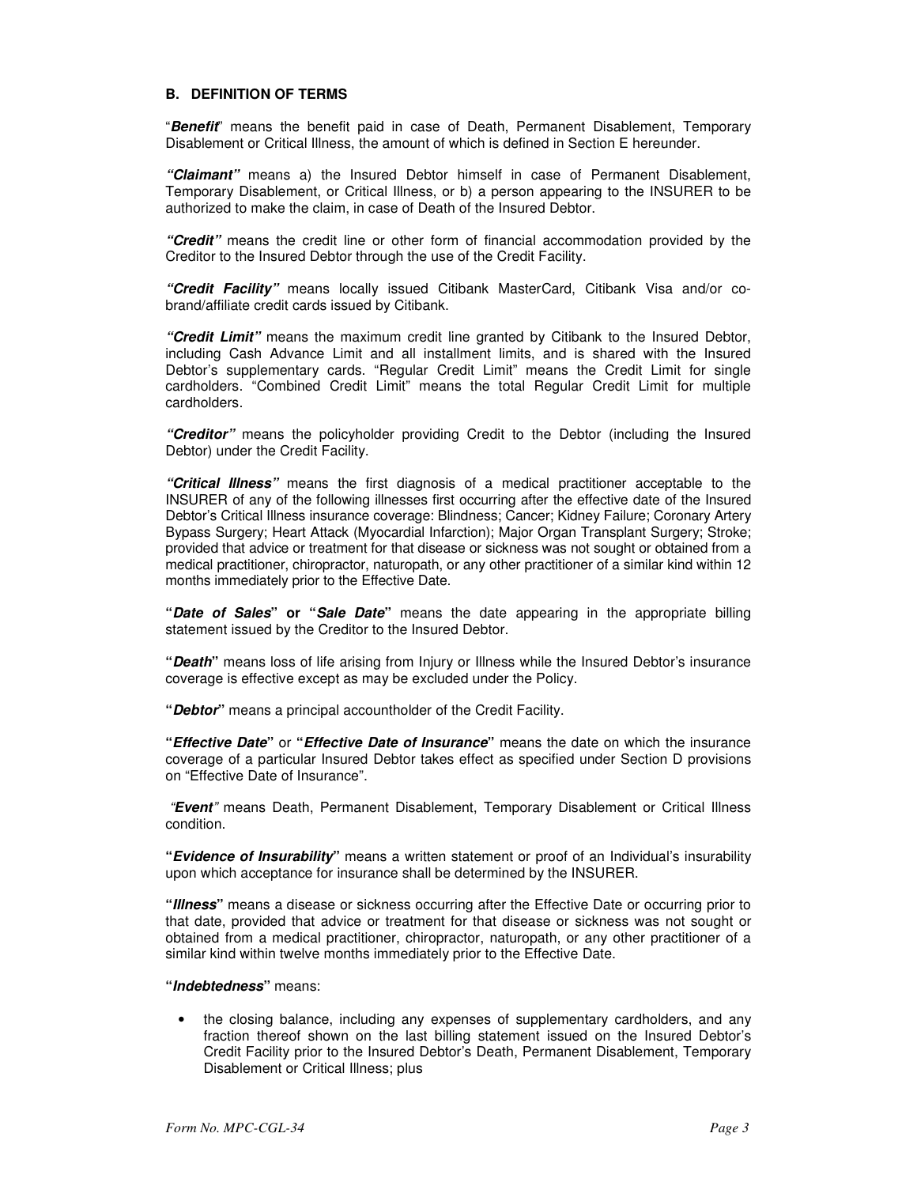### B. DEFINITION OF TERMS

"***Benefit***" means the benefit paid in case of Death, Permanent Disablement, Temporary Disablement or Critical Illness, the amount of which is defined in Section E hereunder.

***"Claimant"*** means a) the Insured Debtor himself in case of Permanent Disablement, Temporary Disablement, or Critical Illness, or b) a person appearing to the INSURER to be authorized to make the claim, in case of Death of the Insured Debtor.

***"Credit"*** means the credit line or other form of financial accommodation provided by the Creditor to the Insured Debtor through the use of the Credit Facility.

***"Credit Facility"*** means locally issued Citibank MasterCard, Citibank Visa and/or co-brand/affiliate credit cards issued by Citibank.

***"Credit Limit"*** means the maximum credit line granted by Citibank to the Insured Debtor, including Cash Advance Limit and all installment limits, and is shared with the Insured Debtor's supplementary cards. "Regular Credit Limit" means the Credit Limit for single cardholders. "Combined Credit Limit" means the total Regular Credit Limit for multiple cardholders.

***"Creditor"*** means the policyholder providing Credit to the Debtor (including the Insured Debtor) under the Credit Facility.

***"Critical Illness"*** means the first diagnosis of a medical practitioner acceptable to the INSURER of any of the following illnesses first occurring after the effective date of the Insured Debtor's Critical Illness insurance coverage: Blindness; Cancer; Kidney Failure; Coronary Artery Bypass Surgery; Heart Attack (Myocardial Infarction); Major Organ Transplant Surgery; Stroke; provided that advice or treatment for that disease or sickness was not sought or obtained from a medical practitioner, chiropractor, naturopath, or any other practitioner of a similar kind within 12 months immediately prior to the Effective Date.

**"*Date of Sales*" or "*Sale Date*"** means the date appearing in the appropriate billing statement issued by the Creditor to the Insured Debtor.

**"*Death*"** means loss of life arising from Injury or Illness while the Insured Debtor's insurance coverage is effective except as may be excluded under the Policy.

**"*Debtor*"** means a principal accountholder of the Credit Facility.

**"*Effective Date*"** or **"*Effective Date of Insurance*"** means the date on which the insurance coverage of a particular Insured Debtor takes effect as specified under Section D provisions on "Effective Date of Insurance".

*"**Event**"* means Death, Permanent Disablement, Temporary Disablement or Critical Illness condition.

**"*Evidence of Insurability*"** means a written statement or proof of an Individual's insurability upon which acceptance for insurance shall be determined by the INSURER.

**"*Illness*"** means a disease or sickness occurring after the Effective Date or occurring prior to that date, provided that advice or treatment for that disease or sickness was not sought or obtained from a medical practitioner, chiropractor, naturopath, or any other practitioner of a similar kind within twelve months immediately prior to the Effective Date.

**"*Indebtedness*"** means:

- the closing balance, including any expenses of supplementary cardholders, and any fraction thereof shown on the last billing statement issued on the Insured Debtor's Credit Facility prior to the Insured Debtor's Death, Permanent Disablement, Temporary Disablement or Critical Illness; plus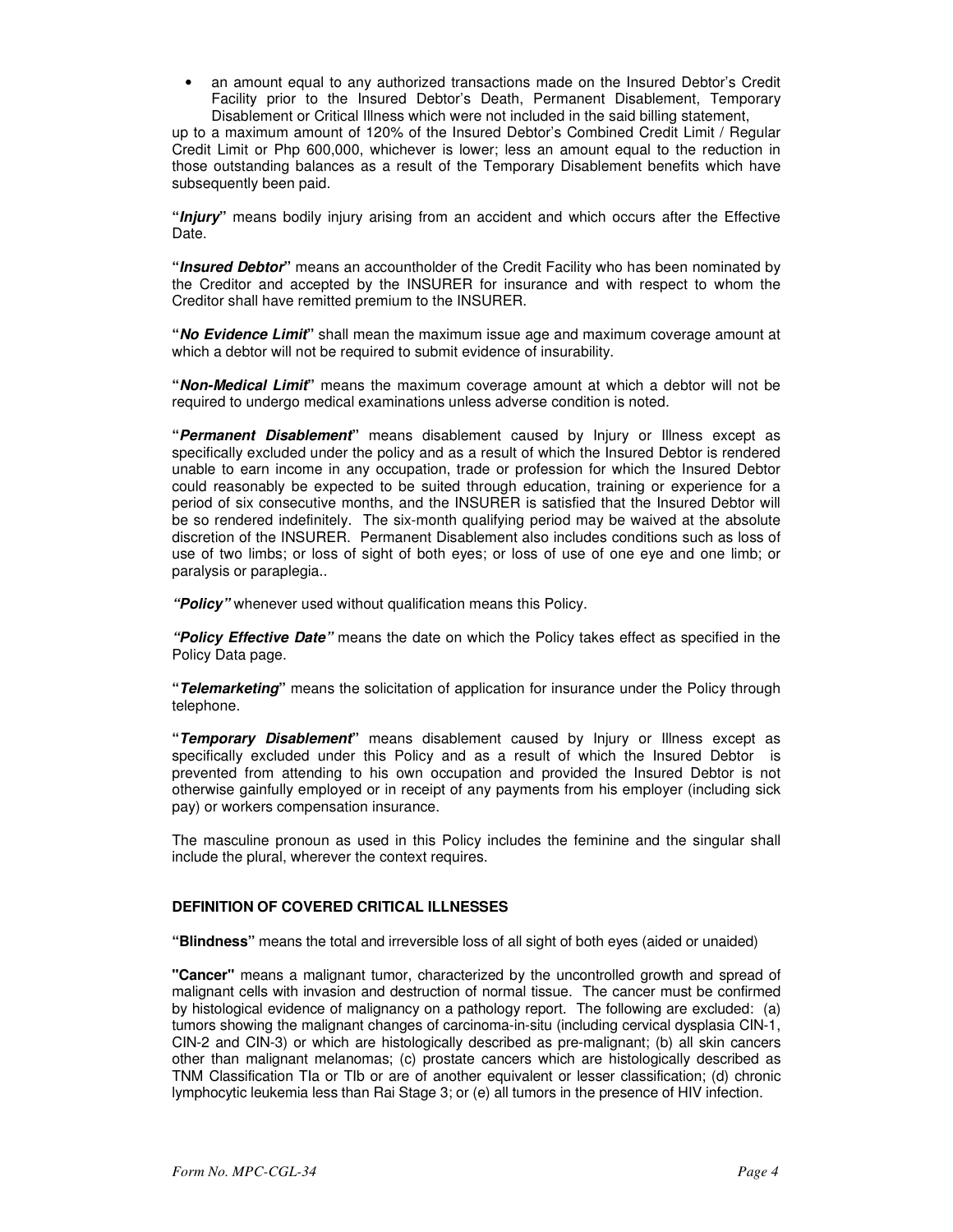- an amount equal to any authorized transactions made on the Insured Debtor's Credit Facility prior to the Insured Debtor's Death, Permanent Disablement, Temporary Disablement or Critical Illness which were not included in the said billing statement,

up to a maximum amount of 120% of the Insured Debtor's Combined Credit Limit / Regular Credit Limit or Php 600,000, whichever is lower; less an amount equal to the reduction in those outstanding balances as a result of the Temporary Disablement benefits which have subsequently been paid.

**"*Injury*"** means bodily injury arising from an accident and which occurs after the Effective Date.

**"*Insured Debtor*"** means an accountholder of the Credit Facility who has been nominated by the Creditor and accepted by the INSURER for insurance and with respect to whom the Creditor shall have remitted premium to the INSURER.

**"*No Evidence Limit*"** shall mean the maximum issue age and maximum coverage amount at which a debtor will not be required to submit evidence of insurability.

**"*Non-Medical Limit*"** means the maximum coverage amount at which a debtor will not be required to undergo medical examinations unless adverse condition is noted.

**"*Permanent Disablement*"** means disablement caused by Injury or Illness except as specifically excluded under the policy and as a result of which the Insured Debtor is rendered unable to earn income in any occupation, trade or profession for which the Insured Debtor could reasonably be expected to be suited through education, training or experience for a period of six consecutive months, and the INSURER is satisfied that the Insured Debtor will be so rendered indefinitely. The six-month qualifying period may be waived at the absolute discretion of the INSURER. Permanent Disablement also includes conditions such as loss of use of two limbs; or loss of sight of both eyes; or loss of use of one eye and one limb; or paralysis or paraplegia..

***"Policy"*** whenever used without qualification means this Policy.

***"Policy Effective Date"*** means the date on which the Policy takes effect as specified in the Policy Data page.

**"*Telemarketing*"** means the solicitation of application for insurance under the Policy through telephone.

**"*Temporary Disablement*"** means disablement caused by Injury or Illness except as specifically excluded under this Policy and as a result of which the Insured Debtor is prevented from attending to his own occupation and provided the Insured Debtor is not otherwise gainfully employed or in receipt of any payments from his employer (including sick pay) or workers compensation insurance.

The masculine pronoun as used in this Policy includes the feminine and the singular shall include the plural, wherever the context requires.

## DEFINITION OF COVERED CRITICAL ILLNESSES

**"Blindness"** means the total and irreversible loss of all sight of both eyes (aided or unaided)

**"Cancer"** means a malignant tumor, characterized by the uncontrolled growth and spread of malignant cells with invasion and destruction of normal tissue. The cancer must be confirmed by histological evidence of malignancy on a pathology report. The following are excluded: (a) tumors showing the malignant changes of carcinoma-in-situ (including cervical dysplasia CIN-1, CIN-2 and CIN-3) or which are histologically described as pre-malignant; (b) all skin cancers other than malignant melanomas; (c) prostate cancers which are histologically described as TNM Classification TIa or TIb or are of another equivalent or lesser classification; (d) chronic lymphocytic leukemia less than Rai Stage 3; or (e) all tumors in the presence of HIV infection.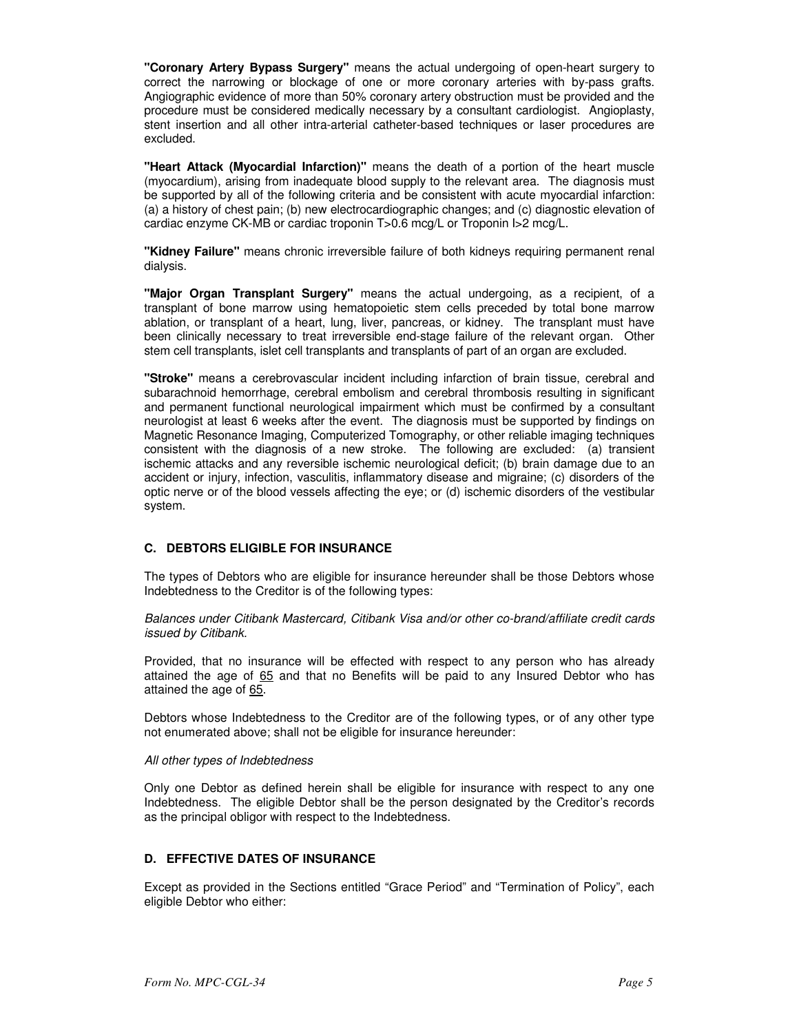**"Coronary Artery Bypass Surgery"** means the actual undergoing of open-heart surgery to correct the narrowing or blockage of one or more coronary arteries with by-pass grafts. Angiographic evidence of more than 50% coronary artery obstruction must be provided and the procedure must be considered medically necessary by a consultant cardiologist. Angioplasty, stent insertion and all other intra-arterial catheter-based techniques or laser procedures are excluded.

**"Heart Attack (Myocardial Infarction)"** means the death of a portion of the heart muscle (myocardium), arising from inadequate blood supply to the relevant area. The diagnosis must be supported by all of the following criteria and be consistent with acute myocardial infarction: (a) a history of chest pain; (b) new electrocardiographic changes; and (c) diagnostic elevation of cardiac enzyme CK-MB or cardiac troponin T>0.6 mcg/L or Troponin I>2 mcg/L.

**"Kidney Failure"** means chronic irreversible failure of both kidneys requiring permanent renal dialysis.

**"Major Organ Transplant Surgery"** means the actual undergoing, as a recipient, of a transplant of bone marrow using hematopoietic stem cells preceded by total bone marrow ablation, or transplant of a heart, lung, liver, pancreas, or kidney. The transplant must have been clinically necessary to treat irreversible end-stage failure of the relevant organ. Other stem cell transplants, islet cell transplants and transplants of part of an organ are excluded.

**"Stroke"** means a cerebrovascular incident including infarction of brain tissue, cerebral and subarachnoid hemorrhage, cerebral embolism and cerebral thrombosis resulting in significant and permanent functional neurological impairment which must be confirmed by a consultant neurologist at least 6 weeks after the event. The diagnosis must be supported by findings on Magnetic Resonance Imaging, Computerized Tomography, or other reliable imaging techniques consistent with the diagnosis of a new stroke. The following are excluded: (a) transient ischemic attacks and any reversible ischemic neurological deficit; (b) brain damage due to an accident or injury, infection, vasculitis, inflammatory disease and migraine; (c) disorders of the optic nerve or of the blood vessels affecting the eye; or (d) ischemic disorders of the vestibular system.

### C. DEBTORS ELIGIBLE FOR INSURANCE

The types of Debtors who are eligible for insurance hereunder shall be those Debtors whose Indebtedness to the Creditor is of the following types:

*Balances under Citibank Mastercard, Citibank Visa and/or other co-brand/affiliate credit cards issued by Citibank.*

Provided, that no insurance will be effected with respect to any person who has already attained the age of 65 and that no Benefits will be paid to any Insured Debtor who has attained the age of 65.

Debtors whose Indebtedness to the Creditor are of the following types, or of any other type not enumerated above; shall not be eligible for insurance hereunder:

*All other types of Indebtedness*

Only one Debtor as defined herein shall be eligible for insurance with respect to any one Indebtedness. The eligible Debtor shall be the person designated by the Creditor's records as the principal obligor with respect to the Indebtedness.

### D. EFFECTIVE DATES OF INSURANCE

Except as provided in the Sections entitled "Grace Period" and "Termination of Policy", each eligible Debtor who either: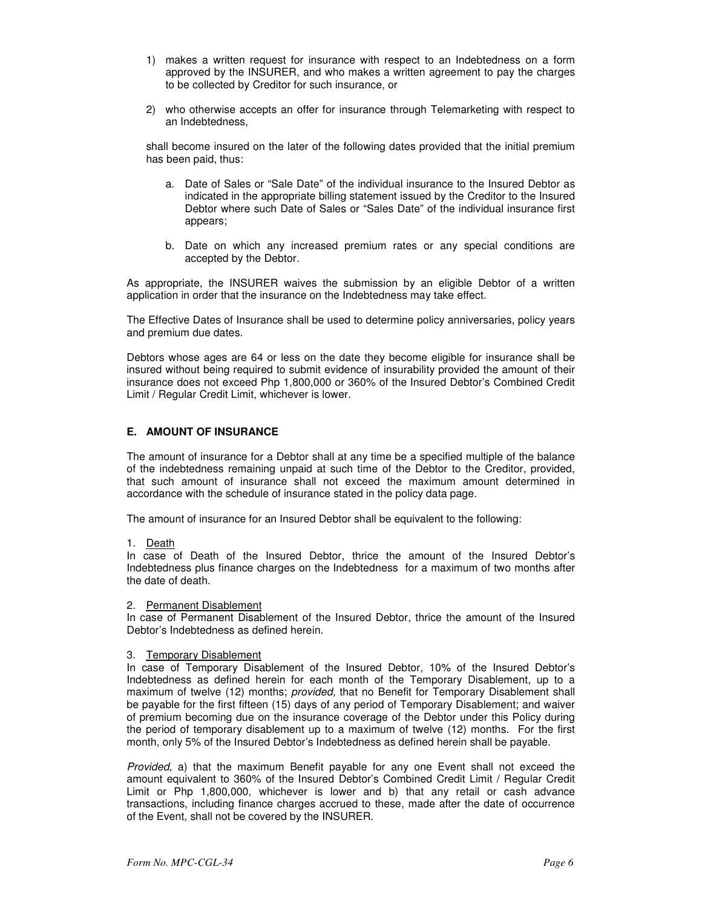1) makes a written request for insurance with respect to an Indebtedness on a form approved by the INSURER, and who makes a written agreement to pay the charges to be collected by Creditor for such insurance, or

2) who otherwise accepts an offer for insurance through Telemarketing with respect to an Indebtedness,

shall become insured on the later of the following dates provided that the initial premium has been paid, thus:

a. Date of Sales or "Sale Date" of the individual insurance to the Insured Debtor as indicated in the appropriate billing statement issued by the Creditor to the Insured Debtor where such Date of Sales or "Sales Date" of the individual insurance first appears;

b. Date on which any increased premium rates or any special conditions are accepted by the Debtor.

As appropriate, the INSURER waives the submission by an eligible Debtor of a written application in order that the insurance on the Indebtedness may take effect.

The Effective Dates of Insurance shall be used to determine policy anniversaries, policy years and premium due dates.

Debtors whose ages are 64 or less on the date they become eligible for insurance shall be insured without being required to submit evidence of insurability provided the amount of their insurance does not exceed Php 1,800,000 or 360% of the Insured Debtor's Combined Credit Limit / Regular Credit Limit, whichever is lower.

## E. AMOUNT OF INSURANCE

The amount of insurance for a Debtor shall at any time be a specified multiple of the balance of the indebtedness remaining unpaid at such time of the Debtor to the Creditor, provided, that such amount of insurance shall not exceed the maximum amount determined in accordance with the schedule of insurance stated in the policy data page.

The amount of insurance for an Insured Debtor shall be equivalent to the following:

1. <u>Death</u>
In case of Death of the Insured Debtor, thrice the amount of the Insured Debtor's Indebtedness plus finance charges on the Indebtedness for a maximum of two months after the date of death.

2. <u>Permanent Disablement</u>
In case of Permanent Disablement of the Insured Debtor, thrice the amount of the Insured Debtor's Indebtedness as defined herein.

3. <u>Temporary Disablement</u>
In case of Temporary Disablement of the Insured Debtor, 10% of the Insured Debtor's Indebtedness as defined herein for each month of the Temporary Disablement, up to a maximum of twelve (12) months; *provided,* that no Benefit for Temporary Disablement shall be payable for the first fifteen (15) days of any period of Temporary Disablement; and waiver of premium becoming due on the insurance coverage of the Debtor under this Policy during the period of temporary disablement up to a maximum of twelve (12) months. For the first month, only 5% of the Insured Debtor's Indebtedness as defined herein shall be payable.

*Provided,* a) that the maximum Benefit payable for any one Event shall not exceed the amount equivalent to 360% of the Insured Debtor's Combined Credit Limit / Regular Credit Limit or Php 1,800,000, whichever is lower and b) that any retail or cash advance transactions, including finance charges accrued to these, made after the date of occurrence of the Event, shall not be covered by the INSURER.

*Form No. MPC-CGL-34*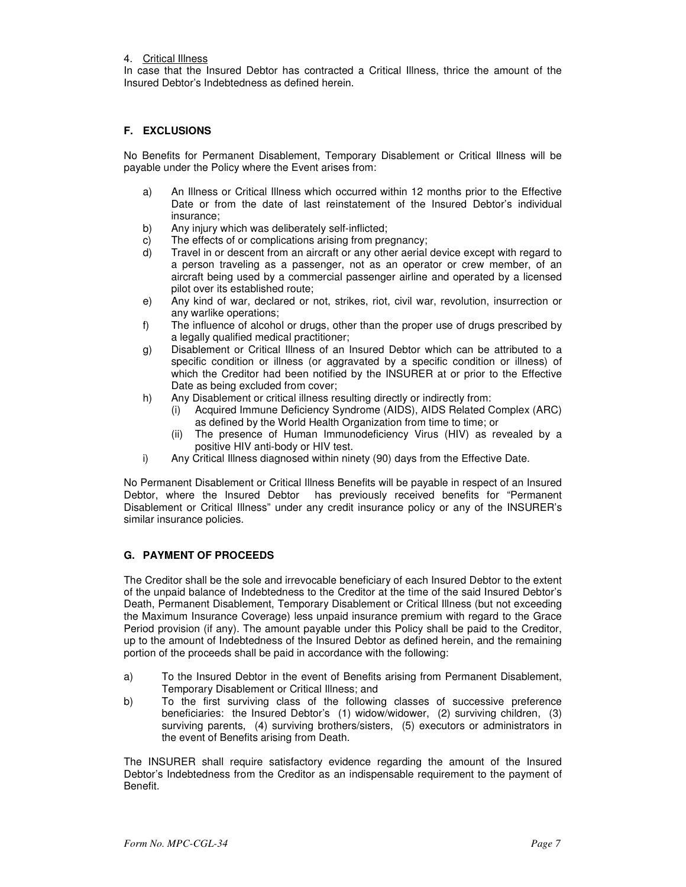4. Critical Illness

In case that the Insured Debtor has contracted a Critical Illness, thrice the amount of the Insured Debtor's Indebtedness as defined herein.

## F. EXCLUSIONS

No Benefits for Permanent Disablement, Temporary Disablement or Critical Illness will be payable under the Policy where the Event arises from:

a) An Illness or Critical Illness which occurred within 12 months prior to the Effective Date or from the date of last reinstatement of the Insured Debtor's individual insurance;
b) Any injury which was deliberately self-inflicted;
c) The effects of or complications arising from pregnancy;
d) Travel in or descent from an aircraft or any other aerial device except with regard to a person traveling as a passenger, not as an operator or crew member, of an aircraft being used by a commercial passenger airline and operated by a licensed pilot over its established route;
e) Any kind of war, declared or not, strikes, riot, civil war, revolution, insurrection or any warlike operations;
f) The influence of alcohol or drugs, other than the proper use of drugs prescribed by a legally qualified medical practitioner;
g) Disablement or Critical Illness of an Insured Debtor which can be attributed to a specific condition or illness (or aggravated by a specific condition or illness) of which the Creditor had been notified by the INSURER at or prior to the Effective Date as being excluded from cover;
h) Any Disablement or critical illness resulting directly or indirectly from:
   (i) Acquired Immune Deficiency Syndrome (AIDS), AIDS Related Complex (ARC) as defined by the World Health Organization from time to time; or
   (ii) The presence of Human Immunodeficiency Virus (HIV) as revealed by a positive HIV anti-body or HIV test.
i) Any Critical Illness diagnosed within ninety (90) days from the Effective Date.

No Permanent Disablement or Critical Illness Benefits will be payable in respect of an Insured Debtor, where the Insured Debtor has previously received benefits for "Permanent Disablement or Critical Illness" under any credit insurance policy or any of the INSURER's similar insurance policies.

## G. PAYMENT OF PROCEEDS

The Creditor shall be the sole and irrevocable beneficiary of each Insured Debtor to the extent of the unpaid balance of Indebtedness to the Creditor at the time of the said Insured Debtor's Death, Permanent Disablement, Temporary Disablement or Critical Illness (but not exceeding the Maximum Insurance Coverage) less unpaid insurance premium with regard to the Grace Period provision (if any). The amount payable under this Policy shall be paid to the Creditor, up to the amount of Indebtedness of the Insured Debtor as defined herein, and the remaining portion of the proceeds shall be paid in accordance with the following:

a) To the Insured Debtor in the event of Benefits arising from Permanent Disablement, Temporary Disablement or Critical Illness; and
b) To the first surviving class of the following classes of successive preference beneficiaries: the Insured Debtor's (1) widow/widower, (2) surviving children, (3) surviving parents, (4) surviving brothers/sisters, (5) executors or administrators in the event of Benefits arising from Death.

The INSURER shall require satisfactory evidence regarding the amount of the Insured Debtor's Indebtedness from the Creditor as an indispensable requirement to the payment of Benefit.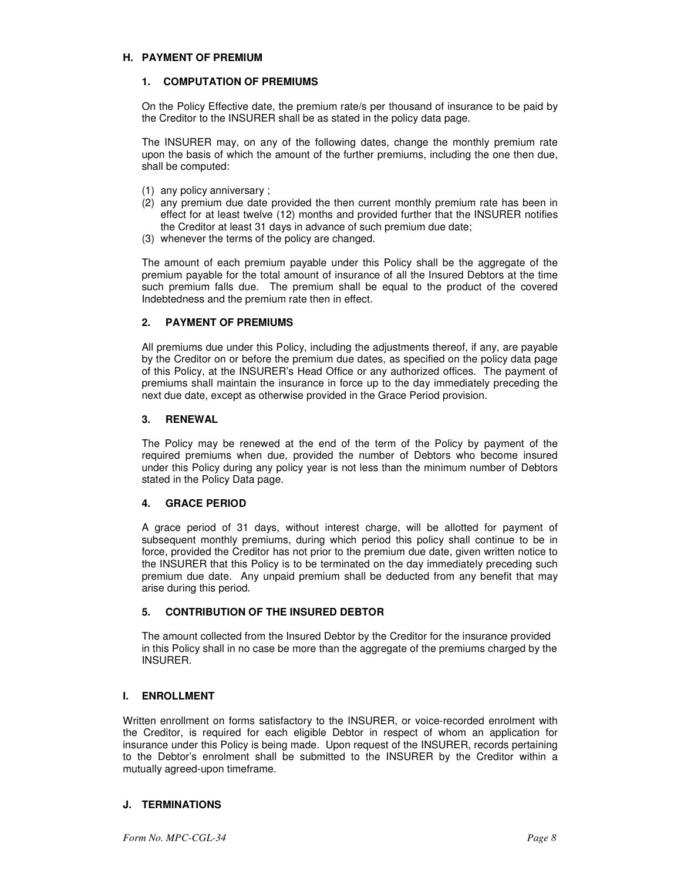## H. PAYMENT OF PREMIUM

### 1. COMPUTATION OF PREMIUMS

On the Policy Effective date, the premium rate/s per thousand of insurance to be paid by the Creditor to the INSURER shall be as stated in the policy data page.

The INSURER may, on any of the following dates, change the monthly premium rate upon the basis of which the amount of the further premiums, including the one then due, shall be computed:

(1) any policy anniversary ;
(2) any premium due date provided the then current monthly premium rate has been in effect for at least twelve (12) months and provided further that the INSURER notifies the Creditor at least 31 days in advance of such premium due date;
(3) whenever the terms of the policy are changed.

The amount of each premium payable under this Policy shall be the aggregate of the premium payable for the total amount of insurance of all the Insured Debtors at the time such premium falls due. The premium shall be equal to the product of the covered Indebtedness and the premium rate then in effect.

### 2. PAYMENT OF PREMIUMS

All premiums due under this Policy, including the adjustments thereof, if any, are payable by the Creditor on or before the premium due dates, as specified on the policy data page of this Policy, at the INSURER's Head Office or any authorized offices. The payment of premiums shall maintain the insurance in force up to the day immediately preceding the next due date, except as otherwise provided in the Grace Period provision.

### 3. RENEWAL

The Policy may be renewed at the end of the term of the Policy by payment of the required premiums when due, provided the number of Debtors who become insured under this Policy during any policy year is not less than the minimum number of Debtors stated in the Policy Data page.

### 4. GRACE PERIOD

A grace period of 31 days, without interest charge, will be allotted for payment of subsequent monthly premiums, during which period this policy shall continue to be in force, provided the Creditor has not prior to the premium due date, given written notice to the INSURER that this Policy is to be terminated on the day immediately preceding such premium due date. Any unpaid premium shall be deducted from any benefit that may arise during this period.

### 5. CONTRIBUTION OF THE INSURED DEBTOR

The amount collected from the Insured Debtor by the Creditor for the insurance provided in this Policy shall in no case be more than the aggregate of the premiums charged by the INSURER.

## I. ENROLLMENT

Written enrollment on forms satisfactory to the INSURER, or voice-recorded enrolment with the Creditor, is required for each eligible Debtor in respect of whom an application for insurance under this Policy is being made. Upon request of the INSURER, records pertaining to the Debtor's enrolment shall be submitted to the INSURER by the Creditor within a mutually agreed-upon timeframe.

## J. TERMINATIONS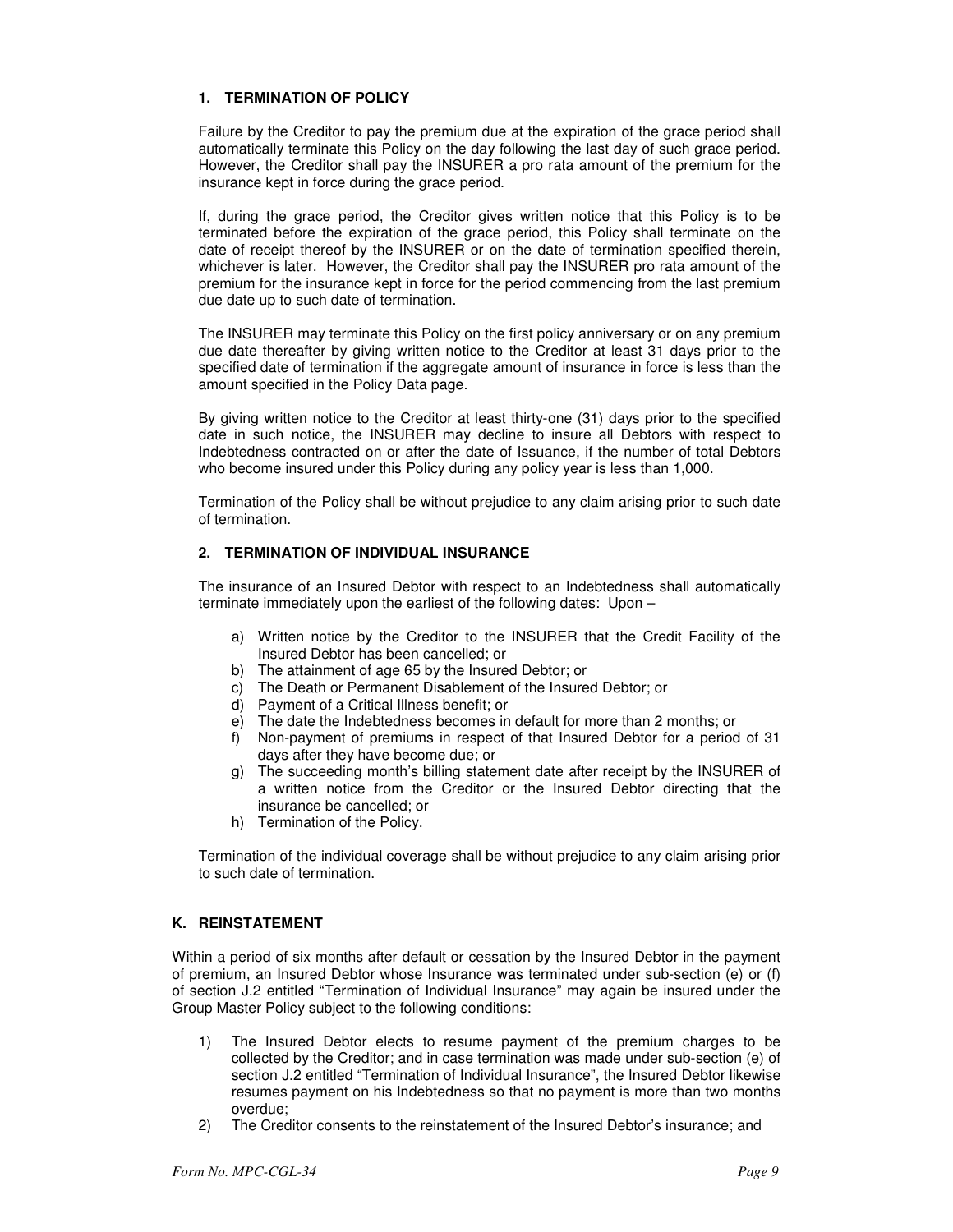### 1. TERMINATION OF POLICY

Failure by the Creditor to pay the premium due at the expiration of the grace period shall automatically terminate this Policy on the day following the last day of such grace period. However, the Creditor shall pay the INSURER a pro rata amount of the premium for the insurance kept in force during the grace period.

If, during the grace period, the Creditor gives written notice that this Policy is to be terminated before the expiration of the grace period, this Policy shall terminate on the date of receipt thereof by the INSURER or on the date of termination specified therein, whichever is later. However, the Creditor shall pay the INSURER pro rata amount of the premium for the insurance kept in force for the period commencing from the last premium due date up to such date of termination.

The INSURER may terminate this Policy on the first policy anniversary or on any premium due date thereafter by giving written notice to the Creditor at least 31 days prior to the specified date of termination if the aggregate amount of insurance in force is less than the amount specified in the Policy Data page.

By giving written notice to the Creditor at least thirty-one (31) days prior to the specified date in such notice, the INSURER may decline to insure all Debtors with respect to Indebtedness contracted on or after the date of Issuance, if the number of total Debtors who become insured under this Policy during any policy year is less than 1,000.

Termination of the Policy shall be without prejudice to any claim arising prior to such date of termination.

### 2. TERMINATION OF INDIVIDUAL INSURANCE

The insurance of an Insured Debtor with respect to an Indebtedness shall automatically terminate immediately upon the earliest of the following dates: Upon –

a) Written notice by the Creditor to the INSURER that the Credit Facility of the Insured Debtor has been cancelled; or
b) The attainment of age 65 by the Insured Debtor; or
c) The Death or Permanent Disablement of the Insured Debtor; or
d) Payment of a Critical Illness benefit; or
e) The date the Indebtedness becomes in default for more than 2 months; or
f) Non-payment of premiums in respect of that Insured Debtor for a period of 31 days after they have become due; or
g) The succeeding month's billing statement date after receipt by the INSURER of a written notice from the Creditor or the Insured Debtor directing that the insurance be cancelled; or
h) Termination of the Policy.

Termination of the individual coverage shall be without prejudice to any claim arising prior to such date of termination.

## K. REINSTATEMENT

Within a period of six months after default or cessation by the Insured Debtor in the payment of premium, an Insured Debtor whose Insurance was terminated under sub-section (e) or (f) of section J.2 entitled "Termination of Individual Insurance" may again be insured under the Group Master Policy subject to the following conditions:

1) The Insured Debtor elects to resume payment of the premium charges to be collected by the Creditor; and in case termination was made under sub-section (e) of section J.2 entitled "Termination of Individual Insurance", the Insured Debtor likewise resumes payment on his Indebtedness so that no payment is more than two months overdue;
2) The Creditor consents to the reinstatement of the Insured Debtor's insurance; and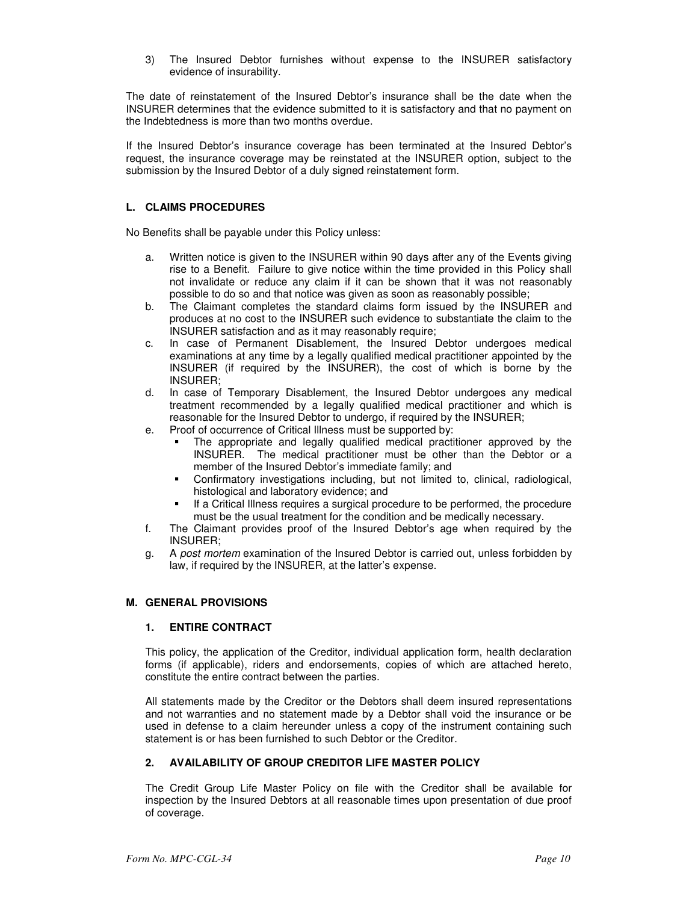3) The Insured Debtor furnishes without expense to the INSURER satisfactory evidence of insurability.

The date of reinstatement of the Insured Debtor's insurance shall be the date when the INSURER determines that the evidence submitted to it is satisfactory and that no payment on the Indebtedness is more than two months overdue.

If the Insured Debtor's insurance coverage has been terminated at the Insured Debtor's request, the insurance coverage may be reinstated at the INSURER option, subject to the submission by the Insured Debtor of a duly signed reinstatement form.

## L. CLAIMS PROCEDURES

No Benefits shall be payable under this Policy unless:

a. Written notice is given to the INSURER within 90 days after any of the Events giving rise to a Benefit. Failure to give notice within the time provided in this Policy shall not invalidate or reduce any claim if it can be shown that it was not reasonably possible to do so and that notice was given as soon as reasonably possible;
b. The Claimant completes the standard claims form issued by the INSURER and produces at no cost to the INSURER such evidence to substantiate the claim to the INSURER satisfaction and as it may reasonably require;
c. In case of Permanent Disablement, the Insured Debtor undergoes medical examinations at any time by a legally qualified medical practitioner appointed by the INSURER (if required by the INSURER), the cost of which is borne by the INSURER;
d. In case of Temporary Disablement, the Insured Debtor undergoes any medical treatment recommended by a legally qualified medical practitioner and which is reasonable for the Insured Debtor to undergo, if required by the INSURER;
e. Proof of occurrence of Critical Illness must be supported by:
   - The appropriate and legally qualified medical practitioner approved by the INSURER. The medical practitioner must be other than the Debtor or a member of the Insured Debtor's immediate family; and
   - Confirmatory investigations including, but not limited to, clinical, radiological, histological and laboratory evidence; and
   - If a Critical Illness requires a surgical procedure to be performed, the procedure must be the usual treatment for the condition and be medically necessary.
f. The Claimant provides proof of the Insured Debtor's age when required by the INSURER;
g. A *post mortem* examination of the Insured Debtor is carried out, unless forbidden by law, if required by the INSURER, at the latter's expense.

## M. GENERAL PROVISIONS

### 1. ENTIRE CONTRACT

This policy, the application of the Creditor, individual application form, health declaration forms (if applicable), riders and endorsements, copies of which are attached hereto, constitute the entire contract between the parties.

All statements made by the Creditor or the Debtors shall deem insured representations and not warranties and no statement made by a Debtor shall void the insurance or be used in defense to a claim hereunder unless a copy of the instrument containing such statement is or has been furnished to such Debtor or the Creditor.

### 2. AVAILABILITY OF GROUP CREDITOR LIFE MASTER POLICY

The Credit Group Life Master Policy on file with the Creditor shall be available for inspection by the Insured Debtors at all reasonable times upon presentation of due proof of coverage.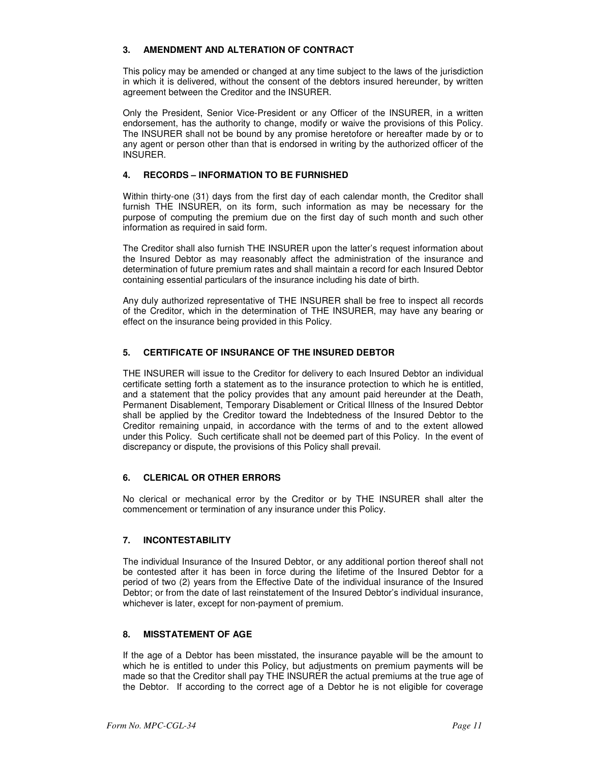### 3. AMENDMENT AND ALTERATION OF CONTRACT

This policy may be amended or changed at any time subject to the laws of the jurisdiction in which it is delivered, without the consent of the debtors insured hereunder, by written agreement between the Creditor and the INSURER.

Only the President, Senior Vice-President or any Officer of the INSURER, in a written endorsement, has the authority to change, modify or waive the provisions of this Policy. The INSURER shall not be bound by any promise heretofore or hereafter made by or to any agent or person other than that is endorsed in writing by the authorized officer of the INSURER.

### 4. RECORDS – INFORMATION TO BE FURNISHED

Within thirty-one (31) days from the first day of each calendar month, the Creditor shall furnish THE INSURER, on its form, such information as may be necessary for the purpose of computing the premium due on the first day of such month and such other information as required in said form.

The Creditor shall also furnish THE INSURER upon the latter's request information about the Insured Debtor as may reasonably affect the administration of the insurance and determination of future premium rates and shall maintain a record for each Insured Debtor containing essential particulars of the insurance including his date of birth.

Any duly authorized representative of THE INSURER shall be free to inspect all records of the Creditor, which in the determination of THE INSURER, may have any bearing or effect on the insurance being provided in this Policy.

### 5. CERTIFICATE OF INSURANCE OF THE INSURED DEBTOR

THE INSURER will issue to the Creditor for delivery to each Insured Debtor an individual certificate setting forth a statement as to the insurance protection to which he is entitled, and a statement that the policy provides that any amount paid hereunder at the Death, Permanent Disablement, Temporary Disablement or Critical Illness of the Insured Debtor shall be applied by the Creditor toward the Indebtedness of the Insured Debtor to the Creditor remaining unpaid, in accordance with the terms of and to the extent allowed under this Policy. Such certificate shall not be deemed part of this Policy. In the event of discrepancy or dispute, the provisions of this Policy shall prevail.

### 6. CLERICAL OR OTHER ERRORS

No clerical or mechanical error by the Creditor or by THE INSURER shall alter the commencement or termination of any insurance under this Policy.

### 7. INCONTESTABILITY

The individual Insurance of the Insured Debtor, or any additional portion thereof shall not be contested after it has been in force during the lifetime of the Insured Debtor for a period of two (2) years from the Effective Date of the individual insurance of the Insured Debtor; or from the date of last reinstatement of the Insured Debtor's individual insurance, whichever is later, except for non-payment of premium.

### 8. MISSTATEMENT OF AGE

If the age of a Debtor has been misstated, the insurance payable will be the amount to which he is entitled to under this Policy, but adjustments on premium payments will be made so that the Creditor shall pay THE INSURER the actual premiums at the true age of the Debtor. If according to the correct age of a Debtor he is not eligible for coverage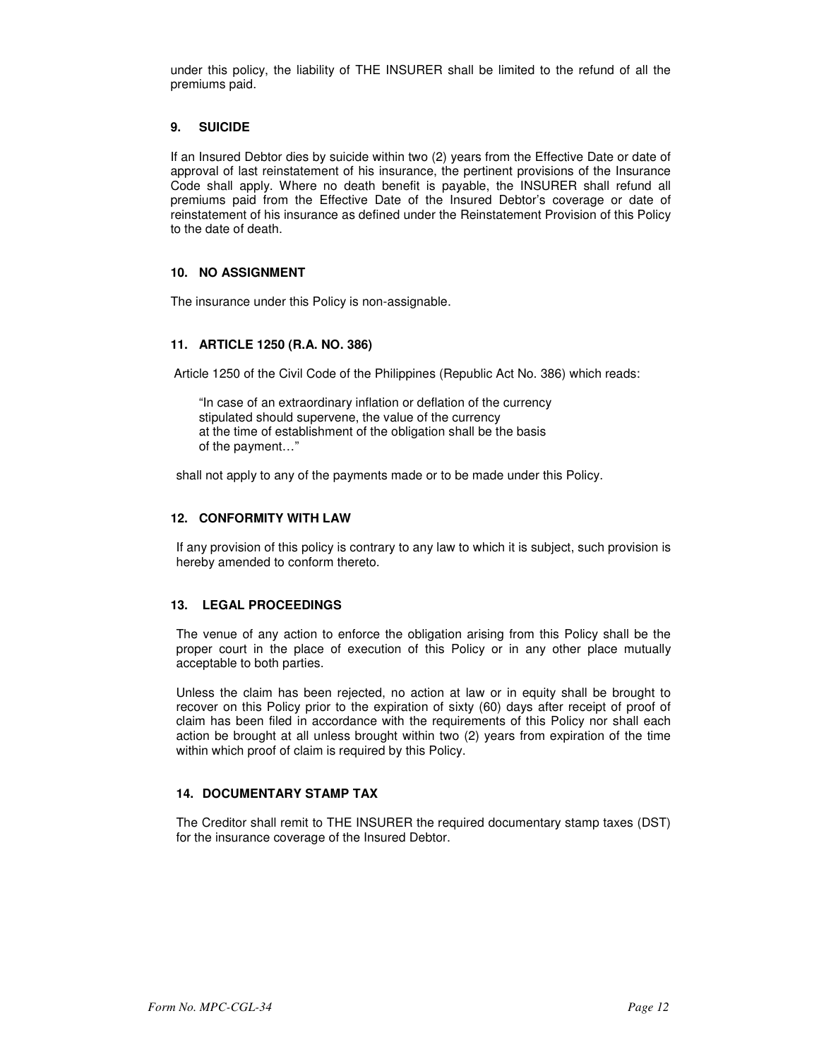under this policy, the liability of THE INSURER shall be limited to the refund of all the premiums paid.

### 9. SUICIDE

If an Insured Debtor dies by suicide within two (2) years from the Effective Date or date of approval of last reinstatement of his insurance, the pertinent provisions of the Insurance Code shall apply. Where no death benefit is payable, the INSURER shall refund all premiums paid from the Effective Date of the Insured Debtor's coverage or date of reinstatement of his insurance as defined under the Reinstatement Provision of this Policy to the date of death.

### 10. NO ASSIGNMENT

The insurance under this Policy is non-assignable.

### 11. ARTICLE 1250 (R.A. NO. 386)

Article 1250 of the Civil Code of the Philippines (Republic Act No. 386) which reads:

> "In case of an extraordinary inflation or deflation of the currency
> stipulated should supervene, the value of the currency
> at the time of establishment of the obligation shall be the basis
> of the payment…"

shall not apply to any of the payments made or to be made under this Policy.

### 12. CONFORMITY WITH LAW

If any provision of this policy is contrary to any law to which it is subject, such provision is hereby amended to conform thereto.

### 13. LEGAL PROCEEDINGS

The venue of any action to enforce the obligation arising from this Policy shall be the proper court in the place of execution of this Policy or in any other place mutually acceptable to both parties.

Unless the claim has been rejected, no action at law or in equity shall be brought to recover on this Policy prior to the expiration of sixty (60) days after receipt of proof of claim has been filed in accordance with the requirements of this Policy nor shall each action be brought at all unless brought within two (2) years from expiration of the time within which proof of claim is required by this Policy.

### 14. DOCUMENTARY STAMP TAX

The Creditor shall remit to THE INSURER the required documentary stamp taxes (DST) for the insurance coverage of the Insured Debtor.

*Form No. MPC-CGL-34*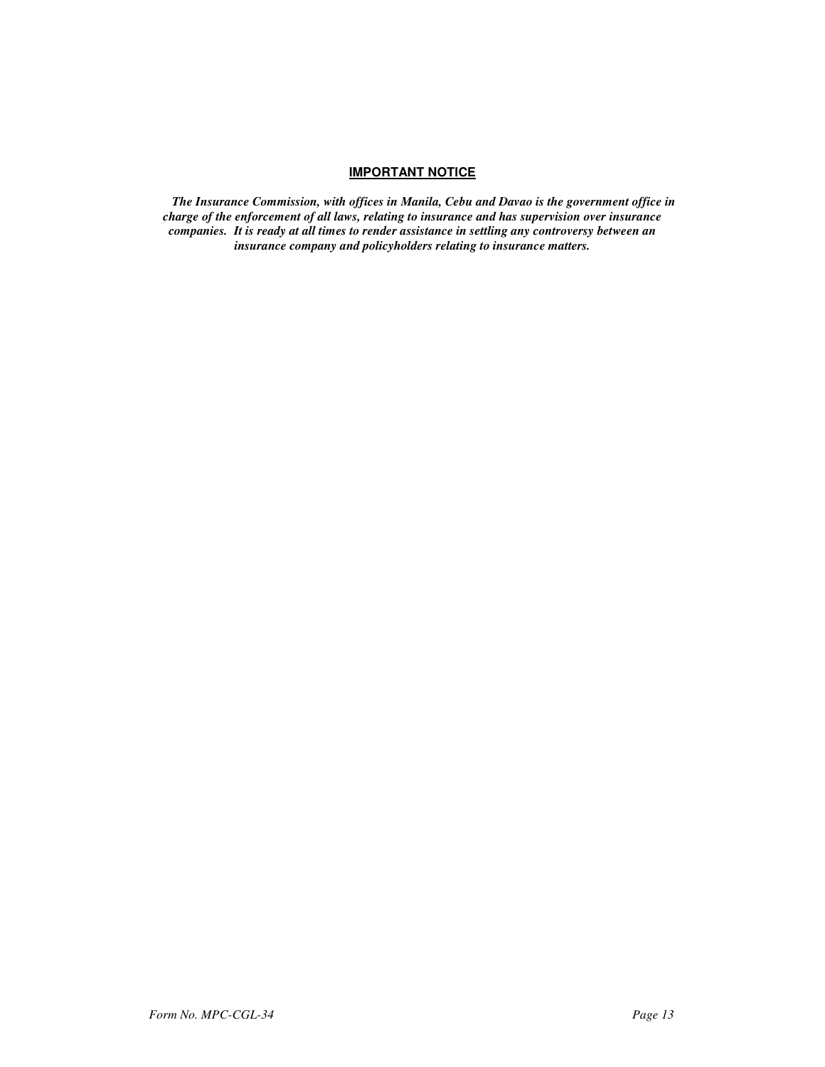## IMPORTANT NOTICE

***The Insurance Commission, with offices in Manila, Cebu and Davao is the government office in charge of the enforcement of all laws, relating to insurance and has supervision over insurance companies. It is ready at all times to render assistance in settling any controversy between an insurance company and policyholders relating to insurance matters.***

*Form No. MPC-CGL-34*